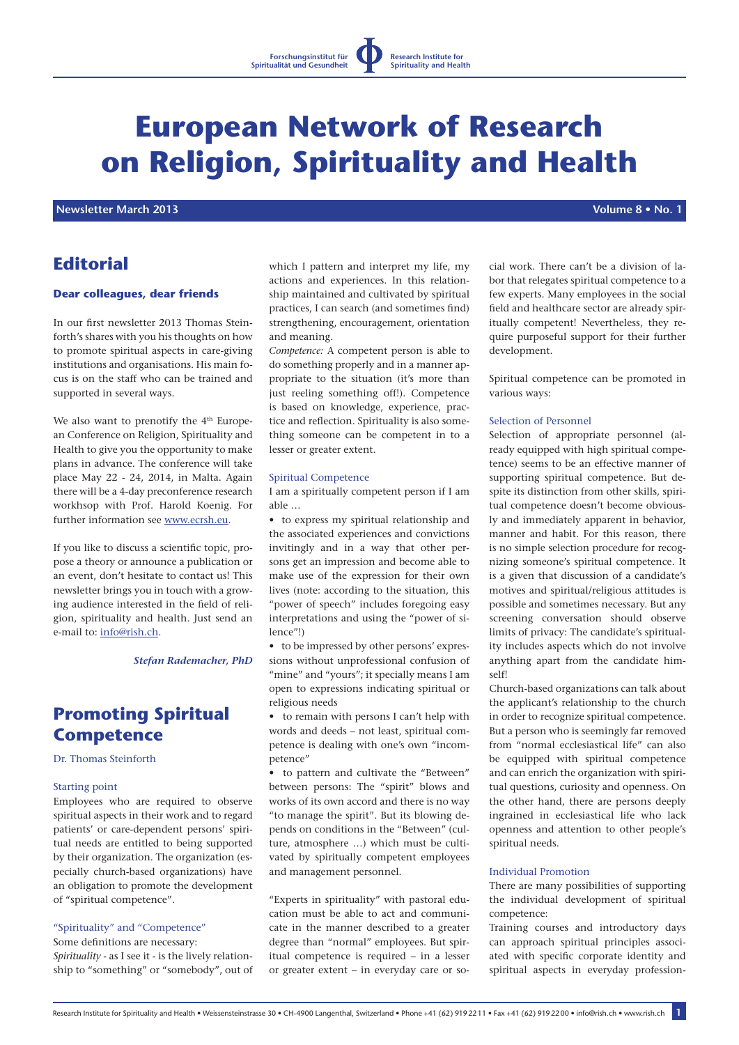Forschungsinstitut für Spiritualität und Gesundheit | Research Institute for Spirituality and Health

# European Network of Research on Religion, Spirituality and Health

**Newsletter March 2013** **Volume 8 • No. 1**

## Editorial

### Dear colleagues, dear friends

In our first newsletter 2013 Thomas Steinforth's shares with you his thoughts on how to promote spiritual aspects in care-giving institutions and organisations. His main focus is on the staff who can be trained and supported in several ways.

We also want to prenotify the 4th European Conference on Religion, Spirituality and Health to give you the opportunity to make plans in advance. The conference will take place May 22 - 24, 2014, in Malta. Again there will be a 4-day preconference research workhsop with Prof. Harold Koenig. For further information see www.ecrsh.eu.

If you like to discuss a scientific topic, propose a theory or announce a publication or an event, don't hesitate to contact us! This newsletter brings you in touch with a growing audience interested in the field of religion, spirituality and health. Just send an e-mail to: info@rish.ch.

***Stefan Rademacher, PhD***

## Promoting Spiritual Competence

Dr. Thomas Steinforth

### Starting point

Employees who are required to observe spiritual aspects in their work and to regard patients' or care-dependent persons' spiritual needs are entitled to being supported by their organization. The organization (especially church-based organizations) have an obligation to promote the development of "spiritual competence".

### "Spirituality" and "Competence"

Some definitions are necessary:
*Spirituality* - as I see it - is the lively relationship to "something" or "somebody", out of which I pattern and interpret my life, my actions and experiences. In this relationship maintained and cultivated by spiritual practices, I can search (and sometimes find) strengthening, encouragement, orientation and meaning.
*Competence:* A competent person is able to do something properly and in a manner appropriate to the situation (it's more than just reeling something off!). Competence is based on knowledge, experience, practice and reflection. Spirituality is also something someone can be competent in to a lesser or greater extent.

### Spiritual Competence

I am a spiritually competent person if I am able …

- to express my spiritual relationship and the associated experiences and convictions invitingly and in a way that other persons get an impression and become able to make use of the expression for their own lives (note: according to the situation, this "power of speech" includes foregoing easy interpretations and using the "power of silence"!)
- to be impressed by other persons' expressions without unprofessional confusion of "mine" and "yours"; it specially means I am open to expressions indicating spiritual or religious needs
- to remain with persons I can't help with words and deeds – not least, spiritual competence is dealing with one's own "incompetence"
- to pattern and cultivate the "Between" between persons: The "spirit" blows and works of its own accord and there is no way "to manage the spirit". But its blowing depends on conditions in the "Between" (culture, atmosphere …) which must be cultivated by spiritually competent employees and management personnel.

"Experts in spirituality" with pastoral education must be able to act and communicate in the manner described to a greater degree than "normal" employees. But spiritual competence is required – in a lesser or greater extent – in everyday care or social work. There can't be a division of labor that relegates spiritual competence to a few experts. Many employees in the social field and healthcare sector are already spiritually competent! Nevertheless, they require purposeful support for their further development.

Spiritual competence can be promoted in various ways:

### Selection of Personnel

Selection of appropriate personnel (already equipped with high spiritual competence) seems to be an effective manner of supporting spiritual competence. But despite its distinction from other skills, spiritual competence doesn't become obviously and immediately apparent in behavior, manner and habit. For this reason, there is no simple selection procedure for recognizing someone's spiritual competence. It is a given that discussion of a candidate's motives and spiritual/religious attitudes is possible and sometimes necessary. But any screening conversation should observe limits of privacy: The candidate's spirituality includes aspects which do not involve anything apart from the candidate himself!
Church-based organizations can talk about the applicant's relationship to the church in order to recognize spiritual competence. But a person who is seemingly far removed from "normal ecclesiastical life" can also be equipped with spiritual competence and can enrich the organization with spiritual questions, curiosity and openness. On the other hand, there are persons deeply ingrained in ecclesiastical life who lack openness and attention to other people's spiritual needs.

### Individual Promotion

There are many possibilities of supporting the individual development of spiritual competence:
Training courses and introductory days can approach spiritual principles associated with specific corporate identity and spiritual aspects in everyday profession-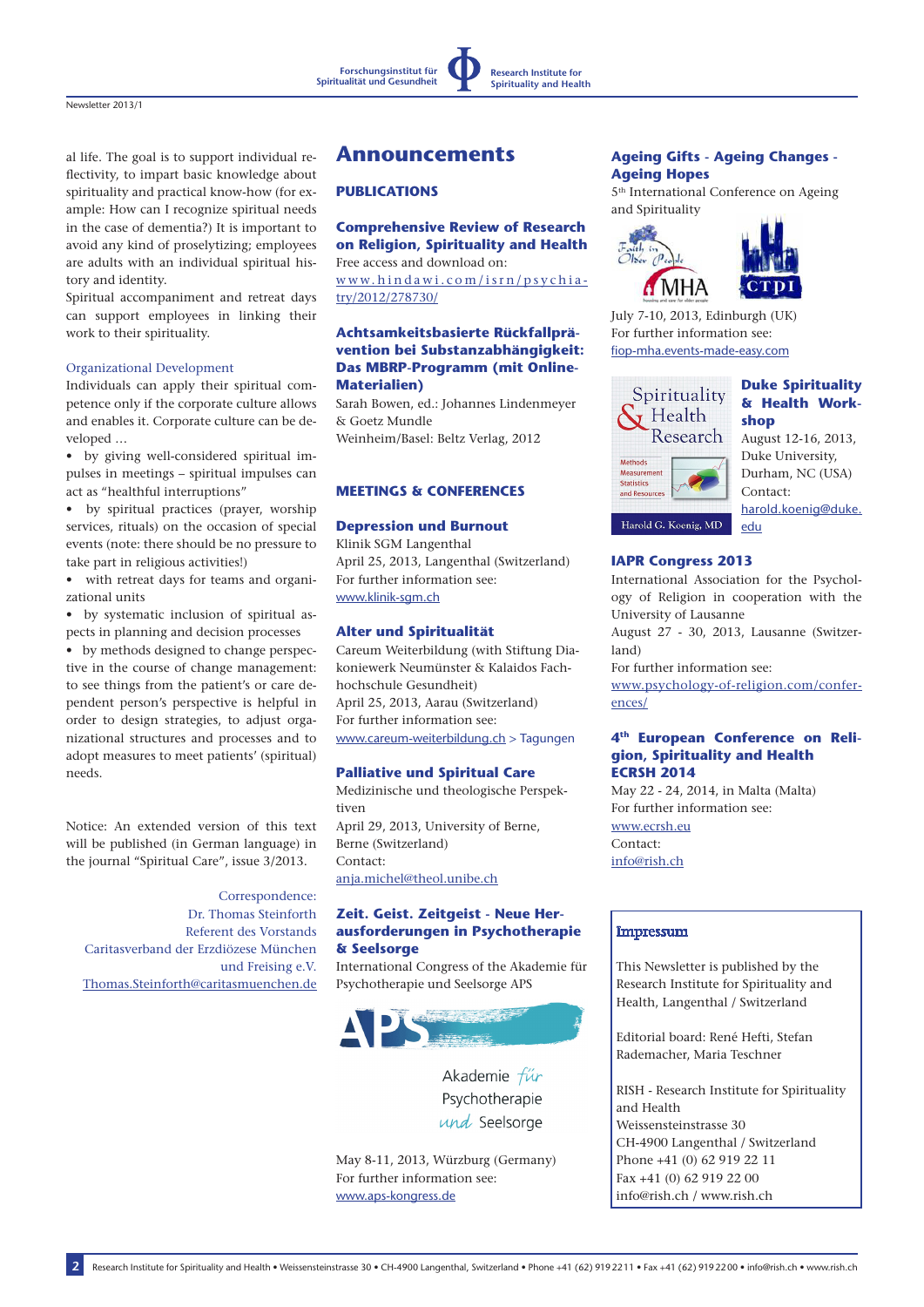al life. The goal is to support individual reflectivity, to impart basic knowledge about spirituality and practical know-how (for example: How can I recognize spiritual needs in the case of dementia?) It is important to avoid any kind of proselytizing; employees are adults with an individual spiritual history and identity.
Spiritual accompaniment and retreat days can support employees in linking their work to their spirituality.

Organizational Development

Individuals can apply their spiritual competence only if the corporate culture allows and enables it. Corporate culture can be developed …

- by giving well-considered spiritual impulses in meetings – spiritual impulses can act as "healthful interruptions"
- by spiritual practices (prayer, worship services, rituals) on the occasion of special events (note: there should be no pressure to take part in religious activities!)
- with retreat days for teams and organizational units
- by systematic inclusion of spiritual aspects in planning and decision processes
- by methods designed to change perspective in the course of change management: to see things from the patient's or care dependent person's perspective is helpful in order to design strategies, to adjust organizational structures and processes and to adopt measures to meet patients' (spiritual) needs.

Notice: An extended version of this text will be published (in German language) in the journal "Spiritual Care", issue 3/2013.

Correspondence:
Dr. Thomas Steinforth
Referent des Vorstands
Caritasverband der Erzdiözese München und Freising e.V.
Thomas.Steinforth@caritasmuenchen.de

# Announcements

## PUBLICATIONS

### Comprehensive Review of Research on Religion, Spirituality and Health

Free access and download on:
www.hindawi.com/isrn/psychiatry/2012/278730/

### Achtsamkeitsbasierte Rückfallprävention bei Substanzabhängigkeit: Das MBRP-Programm (mit Online-Materialien)

Sarah Bowen, ed.: Johannes Lindenmeyer & Goetz Mundle
Weinheim/Basel: Beltz Verlag, 2012

## MEETINGS & CONFERENCES

### Depression und Burnout

Klinik SGM Langenthal
April 25, 2013, Langenthal (Switzerland)
For further information see:
www.klinik-sgm.ch

### Alter und Spiritualität

Careum Weiterbildung (with Stiftung Diakoniewerk Neumünster & Kalaidos Fachhochschule Gesundheit)
April 25, 2013, Aarau (Switzerland)
For further information see:
www.careum-weiterbildung.ch > Tagungen

### Palliative und Spiritual Care

Medizinische und theologische Perspektiven
April 29, 2013, University of Berne, Berne (Switzerland)
Contact:
anja.michel@theol.unibe.ch

### Zeit. Geist. Zeitgeist - Neue Herausforderungen in Psychotherapie & Seelsorge

International Congress of the Akademie für Psychotherapie und Seelsorge APS

Akademie für Psychotherapie und Seelsorge

May 8-11, 2013, Würzburg (Germany)
For further information see:
www.aps-kongress.de

### Ageing Gifts - Ageing Changes - Ageing Hopes

5th International Conference on Ageing and Spirituality

July 7-10, 2013, Edinburgh (UK)
For further information see:
fiop-mha.events-made-easy.com

### Duke Spirituality & Health Workshop

August 12-16, 2013, Duke University, Durham, NC (USA)
Contact:
harold.koenig@duke.edu

### IAPR Congress 2013

International Association for the Psychology of Religion in cooperation with the University of Lausanne
August 27 - 30, 2013, Lausanne (Switzerland)
For further information see:
www.psychology-of-religion.com/conferences/

### 4th European Conference on Religion, Spirituality and Health ECRSH 2014

May 22 - 24, 2014, in Malta (Malta)
For further information see:
www.ecrsh.eu
Contact:
info@rish.ch

## Impressum

This Newsletter is published by the Research Institute for Spirituality and Health, Langenthal / Switzerland

Editorial board: René Hefti, Stefan Rademacher, Maria Teschner

RISH - Research Institute for Spirituality and Health
Weissensteinstrasse 30
CH-4900 Langenthal / Switzerland
Phone +41 (0) 62 919 22 11
Fax +41 (0) 62 919 22 00
info@rish.ch / www.rish.ch